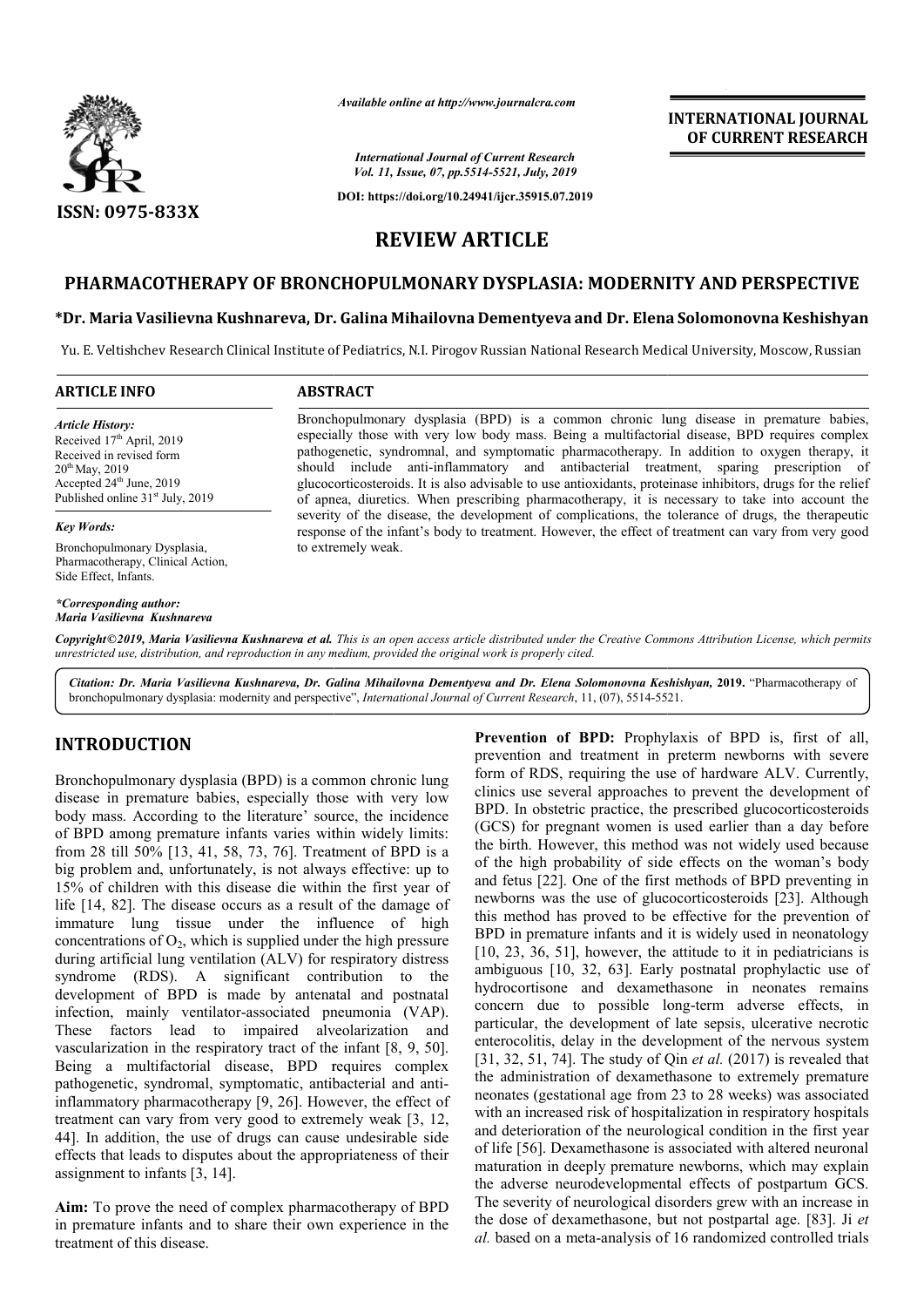*Available online at http://www.journalcra.com*

*International Journal of Current Research*
*Vol. 11, Issue, 07, pp.5514-5521, July, 2019*

**DOI: https://doi.org/10.24941/ijcr.35915.07.2019**

**INTERNATIONAL JOURNAL OF CURRENT RESEARCH**

**ISSN: 0975-833X**

# REVIEW ARTICLE

# PHARMACOTHERAPY OF BRONCHOPULMONARY DYSPLASIA: MODERNITY AND PERSPECTIVE

**\*Dr. Maria Vasilievna Kushnareva, Dr. Galina Mihailovna Dementyeva and Dr. Elena Solomonovna Keshishyan**

Yu. E. Veltishchev Research Clinical Institute of Pediatrics, N.I. Pirogov Russian National Research Medical University, Moscow, Russian

**ARTICLE INFO**

*Article History:*
Received 17th April, 2019
Received in revised form
20th May, 2019
Accepted 24th June, 2019
Published online 31st July, 2019

*Key Words:*

Bronchopulmonary Dysplasia, Pharmacotherapy, Clinical Action, Side Effect, Infants.

*\*Corresponding author:*
*Maria Vasilievna Kushnareva*

**ABSTRACT**

Bronchopulmonary dysplasia (BPD) is a common chronic lung disease in premature babies, especially those with very low body mass. Being a multifactorial disease, BPD requires complex pathogenetic, syndromnal, and symptomatic pharmacotherapy. In addition to oxygen therapy, it should include anti-inflammatory and antibacterial treatment, sparing prescription of glucocorticosteroids. It is also advisable to use antioxidants, proteinase inhibitors, drugs for the relief of apnea, diuretics. When prescribing pharmacotherapy, it is necessary to take into account the severity of the disease, the development of complications, the tolerance of drugs, the therapeutic response of the infant's body to treatment. However, the effect of treatment can vary from very good to extremely weak.

*Copyright©2019, Maria Vasilievna Kushnareva et al. This is an open access article distributed under the Creative Commons Attribution License, which permits unrestricted use, distribution, and reproduction in any medium, provided the original work is properly cited.*

*Citation: Dr. Maria Vasilievna Kushnareva, Dr. Galina Mihailovna Dementyeva and Dr. Elena Solomonovna Keshishyan,* **2019.** "Pharmacotherapy of bronchopulmonary dysplasia: modernity and perspective", *International Journal of Current Research*, 11, (07), 5514-5521.

## INTRODUCTION

Bronchopulmonary dysplasia (BPD) is a common chronic lung disease in premature babies, especially those with very low body mass. According to the literature' source, the incidence of BPD among premature infants varies within widely limits: from 28 till 50% [13, 41, 58, 73, 76]. Treatment of BPD is a big problem and, unfortunately, is not always effective: up to 15% of children with this disease die within the first year of life [14, 82]. The disease occurs as a result of the damage of immature lung tissue under the influence of high concentrations of $O_2$, which is supplied under the high pressure during artificial lung ventilation (ALV) for respiratory distress syndrome (RDS). A significant contribution to the development of BPD is made by antenatal and postnatal infection, mainly ventilator-associated pneumonia (VAP). These factors lead to impaired alveolarization and vascularization in the respiratory tract of the infant [8, 9, 50]. Being a multifactorial disease, BPD requires complex pathogenetic, syndromal, symptomatic, antibacterial and anti-inflammatory pharmacotherapy [9, 26]. However, the effect of treatment can vary from very good to extremely weak [3, 12, 44]. In addition, the use of drugs can cause undesirable side effects that leads to disputes about the appropriateness of their assignment to infants [3, 14].

**Aim:** To prove the need of complex pharmacotherapy of BPD in premature infants and to share their own experience in the treatment of this disease.

**Prevention of BPD:** Prophylaxis of BPD is, first of all, prevention and treatment in preterm newborns with severe form of RDS, requiring the use of hardware ALV. Currently, clinics use several approaches to prevent the development of BPD. In obstetric practice, the prescribed glucocorticosteroids (GCS) for pregnant women is used earlier than a day before the birth. However, this method was not widely used because of the high probability of side effects on the woman's body and fetus [22]. One of the first methods of BPD preventing in newborns was the use of glucocorticosteroids [23]. Although this method has proved to be effective for the prevention of BPD in premature infants and it is widely used in neonatology [10, 23, 36, 51], however, the attitude to it in pediatricians is ambiguous [10, 32, 63]. Early postnatal prophylactic use of hydrocortisone and dexamethasone in neonates remains concern due to possible long-term adverse effects, in particular, the development of late sepsis, ulcerative necrotic enterocolitis, delay in the development of the nervous system [31, 32, 51, 74]. The study of Qin *et al.* (2017) is revealed that the administration of dexamethasone to extremely premature neonates (gestational age from 23 to 28 weeks) was associated with an increased risk of hospitalization in respiratory hospitals and deterioration of the neurological condition in the first year of life [56]. Dexamethasone is associated with altered neuronal maturation in deeply premature newborns, which may explain the adverse neurodevelopmental effects of postpartum GCS. The severity of neurological disorders grew with an increase in the dose of dexamethasone, but not postpartal age. [83]. Ji *et al.* based on a meta-analysis of 16 randomized controlled trials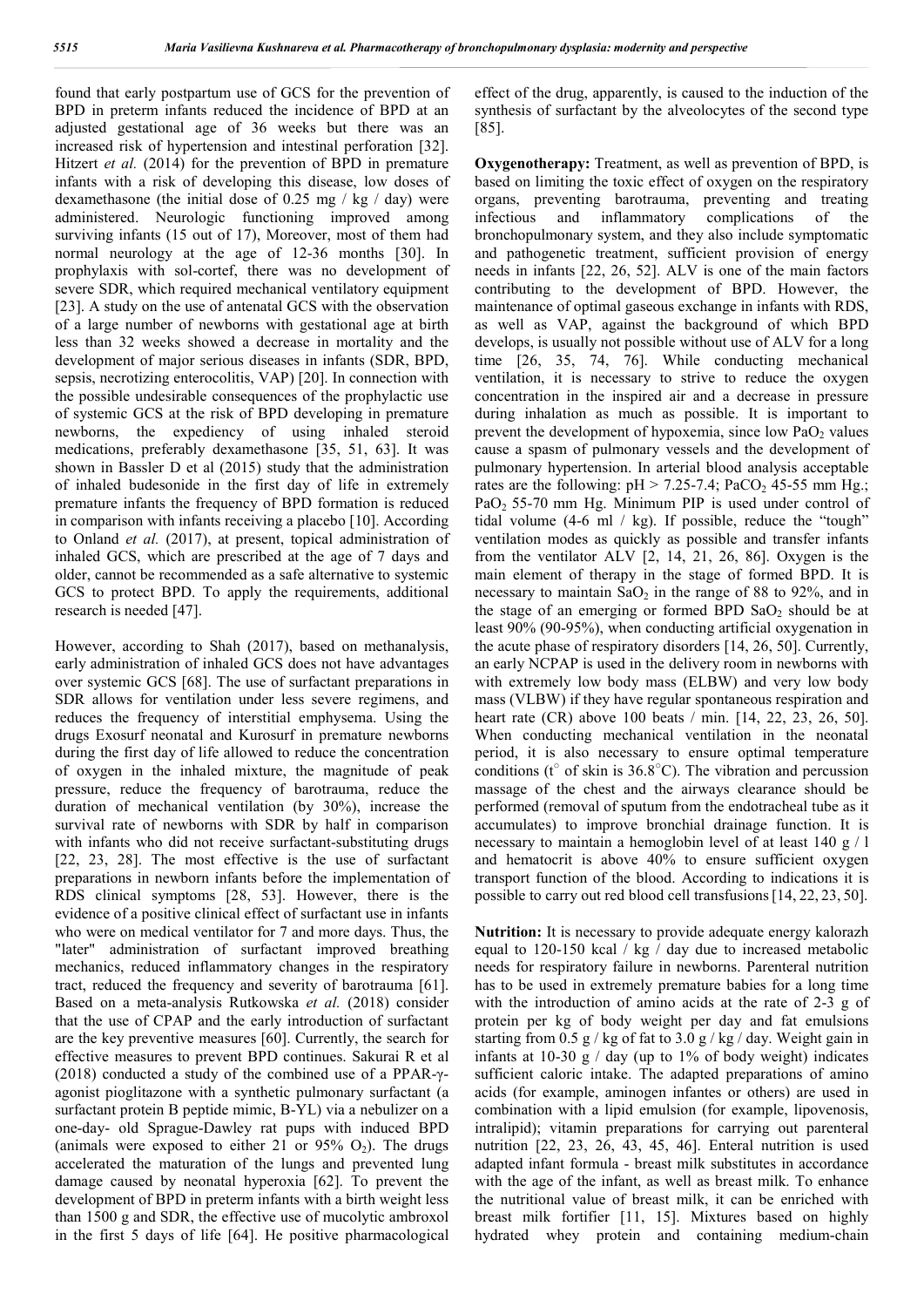found that early postpartum use of GCS for the prevention of BPD in preterm infants reduced the incidence of BPD at an adjusted gestational age of 36 weeks but there was an increased risk of hypertension and intestinal perforation [32]. Hitzert *et al.* (2014) for the prevention of BPD in premature infants with a risk of developing this disease, low doses of dexamethasone (the initial dose of 0.25 mg / kg / day) were administered. Neurologic functioning improved among surviving infants (15 out of 17), Moreover, most of them had normal neurology at the age of 12-36 months [30]. In prophylaxis with sol-cortef, there was no development of severe SDR, which required mechanical ventilatory equipment [23]. A study on the use of antenatal GCS with the observation of a large number of newborns with gestational age at birth less than 32 weeks showed a decrease in mortality and the development of major serious diseases in infants (SDR, BPD, sepsis, necrotizing enterocolitis, VAP) [20]. In connection with the possible undesirable consequences of the prophylactic use of systemic GCS at the risk of BPD developing in premature newborns, the expediency of using inhaled steroid medications, preferably dexamethasone [35, 51, 63]. It was shown in Bassler D et al (2015) study that the administration of inhaled budesonide in the first day of life in extremely premature infants the frequency of BPD formation is reduced in comparison with infants receiving a placebo [10]. According to Onland *et al.* (2017), at present, topical administration of inhaled GCS, which are prescribed at the age of 7 days and older, cannot be recommended as a safe alternative to systemic GCS to protect BPD. To apply the requirements, additional research is needed [47].

However, according to Shah (2017), based on methanalysis, early administration of inhaled GCS does not have advantages over systemic GCS [68]. The use of surfactant preparations in SDR allows for ventilation under less severe regimens, and reduces the frequency of interstitial emphysema. Using the drugs Exosurf neonatal and Kurosurf in premature newborns during the first day of life allowed to reduce the concentration of oxygen in the inhaled mixture, the magnitude of peak pressure, reduce the frequency of barotrauma, reduce the duration of mechanical ventilation (by 30%), increase the survival rate of newborns with SDR by half in comparison with infants who did not receive surfactant-substituting drugs [22, 23, 28]. The most effective is the use of surfactant preparations in newborn infants before the implementation of RDS clinical symptoms [28, 53]. However, there is the evidence of a positive clinical effect of surfactant use in infants who were on medical ventilator for 7 and more days. Thus, the "later" administration of surfactant improved breathing mechanics, reduced inflammatory changes in the respiratory tract, reduced the frequency and severity of barotrauma [61]. Based on a meta-analysis Rutkowska *et al.* (2018) consider that the use of CPAP and the early introduction of surfactant are the key preventive measures [60]. Currently, the search for effective measures to prevent BPD continues. Sakurai R et al (2018) conducted a study of the combined use of a PPAR-γ-agonist pioglitazone with a synthetic pulmonary surfactant (a surfactant protein B peptide mimic, B-YL) via a nebulizer on a one-day- old Sprague-Dawley rat pups with induced BPD (animals were exposed to either 21 or 95% $O_2$). The drugs accelerated the maturation of the lungs and prevented lung damage caused by neonatal hyperoxia [62]. To prevent the development of BPD in preterm infants with a birth weight less than 1500 g and SDR, the effective use of mucolytic ambroxol in the first 5 days of life [64]. He positive pharmacological effect of the drug, apparently, is caused to the induction of the synthesis of surfactant by the alveolocytes of the second type [85].

**Oxygenotherapy:** Treatment, as well as prevention of BPD, is based on limiting the toxic effect of oxygen on the respiratory organs, preventing barotrauma, preventing and treating infectious and inflammatory complications of the bronchopulmonary system, and they also include symptomatic and pathogenetic treatment, sufficient provision of energy needs in infants [22, 26, 52]. ALV is one of the main factors contributing to the development of BPD. However, the maintenance of optimal gaseous exchange in infants with RDS, as well as VAP, against the background of which BPD develops, is usually not possible without use of ALV for a long time [26, 35, 74, 76]. While conducting mechanical ventilation, it is necessary to strive to reduce the oxygen concentration in the inspired air and a decrease in pressure during inhalation as much as possible. It is important to prevent the development of hypoxemia, since low $PaO_2$ values cause a spasm of pulmonary vessels and the development of pulmonary hypertension. In arterial blood analysis acceptable rates are the following: pH > 7.25-7.4; $PaCO_2$ 45-55 mm Hg.; $PaO_2$ 55-70 mm Hg. Minimum PIP is used under control of tidal volume (4-6 ml / kg). If possible, reduce the "tough" ventilation modes as quickly as possible and transfer infants from the ventilator ALV [2, 14, 21, 26, 86]. Oxygen is the main element of therapy in the stage of formed BPD. It is necessary to maintain $SaO_2$ in the range of 88 to 92%, and in the stage of an emerging or formed BPD $SaO_2$ should be at least 90% (90-95%), when conducting artificial oxygenation in the acute phase of respiratory disorders [14, 26, 50]. Currently, an early NCPAP is used in the delivery room in newborns with with extremely low body mass (ELBW) and very low body mass (VLBW) if they have regular spontaneous respiration and heart rate (CR) above 100 beats / min. [14, 22, 23, 26, 50]. When conducting mechanical ventilation in the neonatal period, it is also necessary to ensure optimal temperature conditions (t° of skin is 36.8°C). The vibration and percussion massage of the chest and the airways clearance should be performed (removal of sputum from the endotracheal tube as it accumulates) to improve bronchial drainage function. It is necessary to maintain a hemoglobin level of at least 140 g / l and hematocrit is above 40% to ensure sufficient oxygen transport function of the blood. According to indications it is possible to carry out red blood cell transfusions [14, 22, 23, 50].

**Nutrition:** It is necessary to provide adequate energy kalorazh equal to 120-150 kcal / kg / day due to increased metabolic needs for respiratory failure in newborns. Parenteral nutrition has to be used in extremely premature babies for a long time with the introduction of amino acids at the rate of 2-3 g of protein per kg of body weight per day and fat emulsions starting from 0.5 g / kg of fat to 3.0 g / kg / day. Weight gain in infants at 10-30 g / day (up to 1% of body weight) indicates sufficient caloric intake. The adapted preparations of amino acids (for example, aminogen infantes or others) are used in combination with a lipid emulsion (for example, lipovenosis, intralipid); vitamin preparations for carrying out parenteral nutrition [22, 23, 26, 43, 45, 46]. Enteral nutrition is used adapted infant formula - breast milk substitutes in accordance with the age of the infant, as well as breast milk. To enhance the nutritional value of breast milk, it can be enriched with breast milk fortifier [11, 15]. Mixtures based on highly hydrated whey protein and containing medium-chain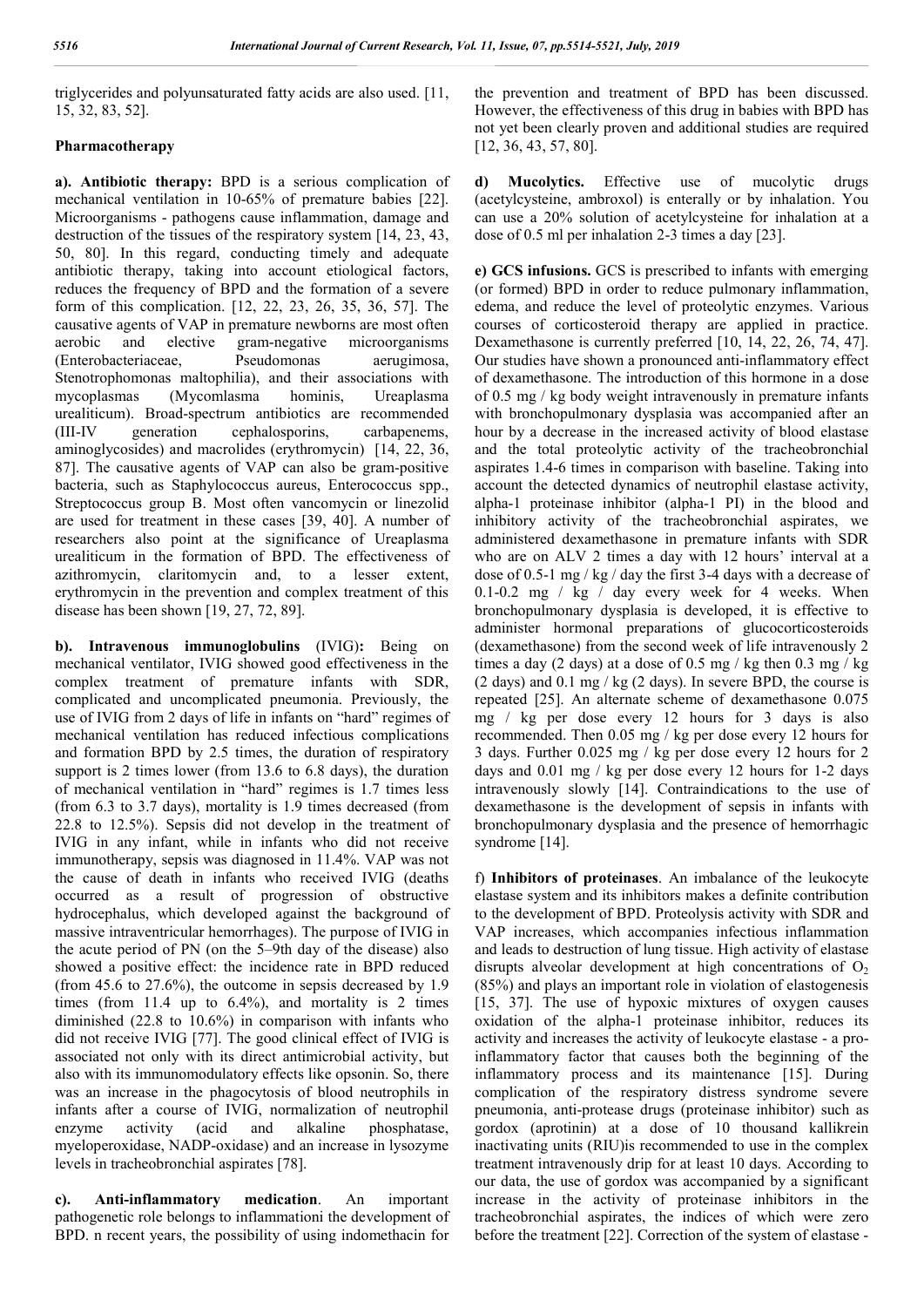triglycerides and polyunsaturated fatty acids are also used. [11, 15, 32, 83, 52].

## Pharmacotherapy

**a). Antibiotic therapy:** BPD is a serious complication of mechanical ventilation in 10-65% of premature babies [22]. Microorganisms - pathogens cause inflammation, damage and destruction of the tissues of the respiratory system [14, 23, 43, 50, 80]. In this regard, conducting timely and adequate antibiotic therapy, taking into account etiological factors, reduces the frequency of BPD and the formation of a severe form of this complication. [12, 22, 23, 26, 35, 36, 57]. The causative agents of VAP in premature newborns are most often aerobic and elective gram-negative microorganisms (Enterobacteriaceae, Pseudomonas aerugimosa, Stenotrophomonas maltophilia), and their associations with mycoplasmas (Mycomlasma hominis, Ureaplasma urealiticum). Broad-spectrum antibiotics are recommended (III-IV generation cephalosporins, carbapenems, aminoglycosides) and macrolides (erythromycin) [14, 22, 36, 87]. The causative agents of VAP can also be gram-positive bacteria, such as Staphylococcus aureus, Enterococcus spp., Streptococcus group B. Most often vancomycin or linezolid are used for treatment in these cases [39, 40]. A number of researchers also point at the significance of Ureaplasma urealiticum in the formation of BPD. The effectiveness of azithromycin, claritomycin and, to a lesser extent, erythromycin in the prevention and complex treatment of this disease has been shown [19, 27, 72, 89].

**b). Intravenous immunoglobulins** (IVIG)**:** Being on mechanical ventilator, IVIG showed good effectiveness in the complex treatment of premature infants with SDR, complicated and uncomplicated pneumonia. Previously, the use of IVIG from 2 days of life in infants on "hard" regimes of mechanical ventilation has reduced infectious complications and formation BPD by 2.5 times, the duration of respiratory support is 2 times lower (from 13.6 to 6.8 days), the duration of mechanical ventilation in "hard" regimes is 1.7 times less (from 6.3 to 3.7 days), mortality is 1.9 times decreased (from 22.8 to 12.5%). Sepsis did not develop in the treatment of IVIG in any infant, while in infants who did not receive immunotherapy, sepsis was diagnosed in 11.4%. VAP was not the cause of death in infants who received IVIG (deaths occurred as a result of progression of obstructive hydrocephalus, which developed against the background of massive intraventricular hemorrhages). The purpose of IVIG in the acute period of PN (on the 5–9th day of the disease) also showed a positive effect: the incidence rate in BPD reduced (from 45.6 to 27.6%), the outcome in sepsis decreased by 1.9 times (from 11.4 up to 6.4%), and mortality is 2 times diminished (22.8 to 10.6%) in comparison with infants who did not receive IVIG [77]. The good clinical effect of IVIG is associated not only with its direct antimicrobial activity, but also with its immunomodulatory effects like opsonin. So, there was an increase in the phagocytosis of blood neutrophils in infants after a course of IVIG, normalization of neutrophil enzyme activity (acid and alkaline phosphatase, myeloperoxidase, NADP-oxidase) and an increase in lysozyme levels in tracheobronchial aspirates [78].

**c). Anti-inflammatory medication**. An important pathogenetic role belongs to inflammationi the development of BPD. n recent years, the possibility of using indomethacin for the prevention and treatment of BPD has been discussed. However, the effectiveness of this drug in babies with BPD has not yet been clearly proven and additional studies are required [12, 36, 43, 57, 80].

**d) Mucolytics.** Effective use of mucolytic drugs (acetylcysteine, ambroxol) is enterally or by inhalation. You can use a 20% solution of acetylcysteine for inhalation at a dose of 0.5 ml per inhalation 2-3 times a day [23].

**e) GCS infusions.** GCS is prescribed to infants with emerging (or formed) BPD in order to reduce pulmonary inflammation, edema, and reduce the level of proteolytic enzymes. Various courses of corticosteroid therapy are applied in practice. Dexamethasone is currently preferred [10, 14, 22, 26, 74, 47]. Our studies have shown a pronounced anti-inflammatory effect of dexamethasone. The introduction of this hormone in a dose of 0.5 mg / kg body weight intravenously in premature infants with bronchopulmonary dysplasia was accompanied after an hour by a decrease in the increased activity of blood elastase and the total proteolytic activity of the tracheobronchial aspirates 1.4-6 times in comparison with baseline. Taking into account the detected dynamics of neutrophil elastase activity, alpha-1 proteinase inhibitor (alpha-1 PI) in the blood and inhibitory activity of the tracheobronchial aspirates, we administered dexamethasone in premature infants with SDR who are on ALV 2 times a day with 12 hours' interval at a dose of 0.5-1 mg / kg / day the first 3-4 days with a decrease of 0.1-0.2 mg / kg / day every week for 4 weeks. When bronchopulmonary dysplasia is developed, it is effective to administer hormonal preparations of glucocorticosteroids (dexamethasone) from the second week of life intravenously 2 times a day (2 days) at a dose of 0.5 mg / kg then 0.3 mg / kg (2 days) and 0.1 mg / kg (2 days). In severe BPD, the course is repeated [25]. An alternate scheme of dexamethasone 0.075 mg / kg per dose every 12 hours for 3 days is also recommended. Then 0.05 mg / kg per dose every 12 hours for 3 days. Further 0.025 mg / kg per dose every 12 hours for 2 days and 0.01 mg / kg per dose every 12 hours for 1-2 days intravenously slowly [14]. Contraindications to the use of dexamethasone is the development of sepsis in infants with bronchopulmonary dysplasia and the presence of hemorrhagic syndrome [14].

f) **Inhibitors of proteinases**. An imbalance of the leukocyte elastase system and its inhibitors makes a definite contribution to the development of BPD. Proteolysis activity with SDR and VAP increases, which accompanies infectious inflammation and leads to destruction of lung tissue. High activity of elastase disrupts alveolar development at high concentrations of $O_2$ (85%) and plays an important role in violation of elastogenesis [15, 37]. The use of hypoxic mixtures of oxygen causes oxidation of the alpha-1 proteinase inhibitor, reduces its activity and increases the activity of leukocyte elastase - a pro-inflammatory factor that causes both the beginning of the inflammatory process and its maintenance [15]. During complication of the respiratory distress syndrome severe pneumonia, anti-protease drugs (proteinase inhibitor) such as gordox (aprotinin) at a dose of 10 thousand kallikrein inactivating units (RIU)is recommended to use in the complex treatment intravenously drip for at least 10 days. According to our data, the use of gordox was accompanied by a significant increase in the activity of proteinase inhibitors in the tracheobronchial aspirates, the indices of which were zero before the treatment [22]. Correction of the system of elastase -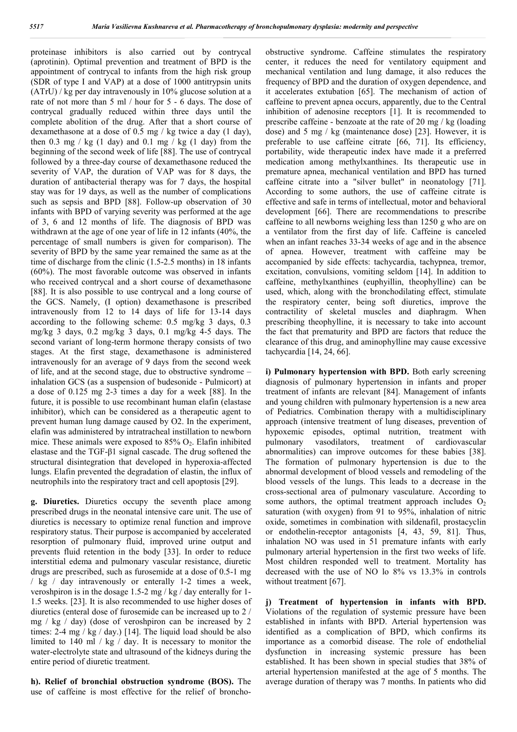proteinase inhibitors is also carried out by contrycal (aprotinin). Optimal prevention and treatment of BPD is the appointment of contrycal to infants from the high risk group (SDR of type I and VAP) at a dose of 1000 antitrypsin units (ATrU) / kg per day intravenously in 10% glucose solution at a rate of not more than 5 ml / hour for 5 - 6 days. The dose of contrycal gradually reduced within three days until the complete abolition of the drug. After that a short course of dexamethasone at a dose of 0.5 mg / kg twice a day (1 day), then 0.3 mg / kg (1 day) and 0.1 mg / kg (1 day) from the beginning of the second week of life [88]. The use of contrycal followed by a three-day course of dexamethasone reduced the severity of VAP, the duration of VAP was for 8 days, the duration of antibacterial therapy was for 7 days, the hospital stay was for 19 days, as well as the number of complications such as sepsis and BPD [88]. Follow-up observation of 30 infants with BPD of varying severity was performed at the age of 3, 6 and 12 months of life. The diagnosis of BPD was withdrawn at the age of one year of life in 12 infants (40%, the percentage of small numbers is given for comparison). The severity of BPD by the same year remained the same as at the time of discharge from the clinic (1.5-2.5 months) in 18 infants (60%). The most favorable outcome was observed in infants who received contrycal and a short course of dexamethasone [88]. It is also possible to use contrycal and a long course of the GCS. Namely, (I option) dexamethasone is prescribed intravenously from 12 to 14 days of life for 13-14 days according to the following scheme: 0.5 mg/kg 3 days, 0.3 mg/kg 3 days, 0.2 mg/kg 3 days, 0.1 mg/kg 4-5 days. The second variant of long-term hormone therapy consists of two stages. At the first stage, dexamethasone is administered intravenously for an average of 9 days from the second week of life, and at the second stage, due to obstructive syndrome – inhalation GCS (as a suspension of budesonide - Pulmicort) at a dose of 0.125 mg 2-3 times a day for a week [88]. In the future, it is possible to use recombinant human elafin (elastase inhibitor), which can be considered as a therapeutic agent to prevent human lung damage caused by O2. In the experiment, elafin was administered by intratracheal instillation to newborn mice. These animals were exposed to 85% $O_2$. Elafin inhibited elastase and the TGF-β1 signal cascade. The drug softened the structural disintegration that developed in hyperoxia-affected lungs. Elafin prevented the degradation of elastin, the influx of neutrophils into the respiratory tract and cell apoptosis [29].

**g. Diuretics.** Diuretics occupy the seventh place among prescribed drugs in the neonatal intensive care unit. The use of diuretics is necessary to optimize renal function and improve respiratory status. Their purpose is accompanied by accelerated resorption of pulmonary fluid, improved urine output and prevents fluid retention in the body [33]. In order to reduce interstitial edema and pulmonary vascular resistance, diuretic drugs are prescribed, such as furosemide at a dose of 0.5-1 mg / kg / day intravenously or enterally 1-2 times a week, veroshpiron is in the dosage 1.5-2 mg / kg / day enterally for 1-1.5 weeks. [23]. It is also recommended to use higher doses of diuretics (enteral dose of furosemide can be increased up to 2 / mg / kg / day) (dose of veroshpiron can be increased by 2 times: 2-4 mg / kg / day.) [14]. The liquid load should be also limited to 140 ml / kg / day. It is necessary to monitor the water-electrolyte state and ultrasound of the kidneys during the entire period of diuretic treatment.

**h). Relief of bronchial obstruction syndrome (BOS).** The use of caffeine is most effective for the relief of broncho-obstructive syndrome. Caffeine stimulates the respiratory center, it reduces the need for ventilatory equipment and mechanical ventilation and lung damage, it also reduces the frequency of BPD and the duration of oxygen dependence, and it accelerates extubation [65]. The mechanism of action of caffeine to prevent apnea occurs, apparently, due to the Central inhibition of adenosine receptors [1]. It is recommended to prescribe caffeine - benzoate at the rate of 20 mg / kg (loading dose) and 5 mg / kg (maintenance dose) [23]. However, it is preferable to use caffeine citrate [66, 71]. Its efficiency, portability, wide therapeutic index have made it a preferred medication among methylxanthines. Its therapeutic use in premature apnea, mechanical ventilation and BPD has turned caffeine citrate into a "silver bullet" in neonatology [71]. According to some authors, the use of caffeine citrate is effective and safe in terms of intellectual, motor and behavioral development [66]. There are recommendations to prescribe caffeine to all newborns weighing less than 1250 g who are on a ventilator from the first day of life. Caffeine is canceled when an infant reaches 33-34 weeks of age and in the absence of apnea. However, treatment with caffeine may be accompanied by side effects: tachycardia, tachypnea, tremor, excitation, convulsions, vomiting seldom [14]. In addition to caffeine, methylxanthines (euphyillin, theophylline) can be used, which, along with the bronchodilating effect, stimulate the respiratory center, being soft diuretics, improve the contractility of skeletal muscles and diaphragm. When prescribing theophylline, it is necessary to take into account the fact that prematurity and BPD are factors that reduce the clearance of this drug, and aminophylline may cause excessive tachycardia [14, 24, 66].

**i) Pulmonary hypertension with BPD.** Both early screening diagnosis of pulmonary hypertension in infants and proper treatment of infants are relevant [84]. Management of infants and young children with pulmonary hypertension is a new area of Pediatrics. Combination therapy with a multidisciplinary approach (intensive treatment of lung diseases, prevention of hypoxemic episodes, optimal nutrition, treatment with pulmonary vasodilators, treatment of cardiovascular abnormalities) can improve outcomes for these babies [38]. The formation of pulmonary hypertension is due to the abnormal development of blood vessels and remodeling of the blood vessels of the lungs. This leads to a decrease in the cross-sectional area of pulmonary vasculature. According to some authors, the optimal treatment approach includes $O_2$ saturation (with oxygen) from 91 to 95%, inhalation of nitric oxide, sometimes in combination with sildenafil, prostacyclin or endothelin-receptor antagonists [4, 43, 59, 81]. Thus, inhalation NO was used in 51 premature infants with early pulmonary arterial hypertension in the first two weeks of life. Most children responded well to treatment. Mortality has decreased with the use of NO lo 8% vs 13.3% in controls without treatment [67].

**j) Treatment of hypertension in infants with BPD.** Violations of the regulation of systemic pressure have been established in infants with BPD. Arterial hypertension was identified as a complication of BPD, which confirms its importance as a comorbid disease. The role of endothelial dysfunction in increasing systemic pressure has been established. It has been shown in special studies that 38% of arterial hypertension manifested at the age of 5 months. The average duration of therapy was 7 months. In patients who did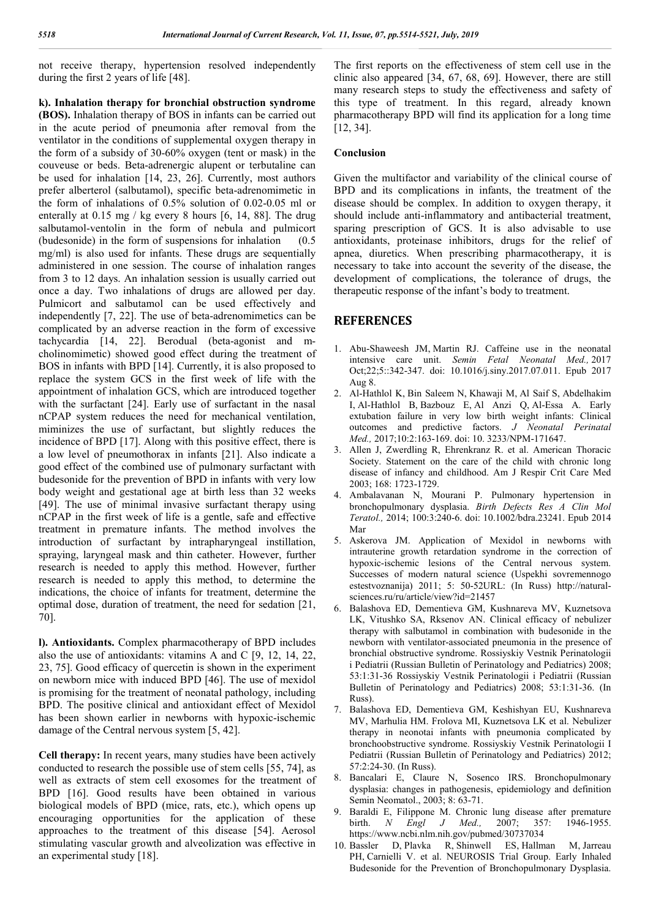not receive therapy, hypertension resolved independently during the first 2 years of life [48].

**k). Inhalation therapy for bronchial obstruction syndrome (BOS).** Inhalation therapy of BOS in infants can be carried out in the acute period of pneumonia after removal from the ventilator in the conditions of supplemental oxygen therapy in the form of a subsidy of 30-60% oxygen (tent or mask) in the couveuse or beds. Beta-adrenergic alupent or terbutaline can be used for inhalation [14, 23, 26]. Currently, most authors prefer alberterol (salbutamol), specific beta-adrenomimetic in the form of inhalations of 0.5% solution of 0.02-0.05 ml or enterally at 0.15 mg / kg every 8 hours [6, 14, 88]. The drug salbutamol-ventolin in the form of nebula and pulmicort (budesonide) in the form of suspensions for inhalation (0.5 mg/ml) is also used for infants. These drugs are sequentially administered in one session. The course of inhalation ranges from 3 to 12 days. An inhalation session is usually carried out once a day. Two inhalations of drugs are allowed per day. Pulmicort and salbutamol can be used effectively and independently [7, 22]. The use of beta-adrenomimetics can be complicated by an adverse reaction in the form of excessive tachycardia [14, 22]. Berodual (beta-agonist and m-cholinomimetic) showed good effect during the treatment of BOS in infants with BPD [14]. Currently, it is also proposed to replace the system GCS in the first week of life with the appointment of inhalation GCS, which are introduced together with the surfactant [24]. Early use of surfactant in the nasal nCPAP system reduces the need for mechanical ventilation, miminizes the use of surfactant, but slightly reduces the incidence of BPD [17]. Along with this positive effect, there is a low level of pneumothorax in infants [21]. Also indicate a good effect of the combined use of pulmonary surfactant with budesonide for the prevention of BPD in infants with very low body weight and gestational age at birth less than 32 weeks [49]. The use of minimal invasive surfactant therapy using nCPAP in the first week of life is a gentle, safe and effective treatment in premature infants. The method involves the introduction of surfactant by intrapharyngeal instillation, spraying, laryngeal mask and thin catheter. However, further research is needed to apply this method. However, further research is needed to apply this method, to determine the indications, the choice of infants for treatment, determine the optimal dose, duration of treatment, the need for sedation [21, 70].

**l). Antioxidants.** Complex pharmacotherapy of BPD includes also the use of antioxidants: vitamins A and C [9, 12, 14, 22, 23, 75]. Good efficacy of quercetin is shown in the experiment on newborn mice with induced BPD [46]. The use of mexidol is promising for the treatment of neonatal pathology, including BPD. The positive clinical and antioxidant effect of Mexidol has been shown earlier in newborns with hypoxic-ischemic damage of the Central nervous system [5, 42].

**Cell therapy:** In recent years, many studies have been actively conducted to research the possible use of stem cells [55, 74], as well as extracts of stem cell exosomes for the treatment of BPD [16]. Good results have been obtained in various biological models of BPD (mice, rats, etc.), which opens up encouraging opportunities for the application of these approaches to the treatment of this disease [54]. Aerosol stimulating vascular growth and alveolization was effective in an experimental study [18].

The first reports on the effectiveness of stem cell use in the clinic also appeared [34, 67, 68, 69]. However, there are still many research steps to study the effectiveness and safety of this type of treatment. In this regard, already known pharmacotherapy BPD will find its application for a long time [12, 34].

## Conclusion

Given the multifactor and variability of the clinical course of BPD and its complications in infants, the treatment of the disease should be complex. In addition to oxygen therapy, it should include anti-inflammatory and antibacterial treatment, sparing prescription of GCS. It is also advisable to use antioxidants, proteinase inhibitors, drugs for the relief of apnea, diuretics. When prescribing pharmacotherapy, it is necessary to take into account the severity of the disease, the development of complications, the tolerance of drugs, the therapeutic response of the infant's body to treatment.

## REFERENCES

1. Abu-Shaweesh JM, Martin RJ. Caffeine use in the neonatal intensive care unit. *Semin Fetal Neonatal Med.,* 2017 Oct;22;5::342-347. doi: 10.1016/j.siny.2017.07.011. Epub 2017 Aug 8.
2. Al-Hathlol K, Bin Saleem N, Khawaji M, Al Saif S, Abdelhakim I, Al-Hathlol B, Bazbouz E, Al Anzi Q, Al-Essa A. Early extubation failure in very low birth weight infants: Clinical outcomes and predictive factors. *J Neonatal Perinatal Med.,* 2017;10:2:163-169. doi: 10. 3233/NPM-171647.
3. Allen J, Zwerdling R, Ehrenkranz R. et al. American Thoracic Society. Statement on the care of the child with chronic long disease of infancy and childhood. Am J Respir Crit Care Med 2003; 168: 1723-1729.
4. Ambalavanan N, Mourani P. Pulmonary hypertension in bronchopulmonary dysplasia. *Birth Defects Res A Clin Mol Teratol.,* 2014; 100:3:240-6. doi: 10.1002/bdra.23241. Epub 2014 Mar
5. Askerova JM. Application of Mexidol in newborns with intrauterine growth retardation syndrome in the correction of hypoxic-ischemic lesions of the Central nervous system. Successes of modern natural science (Uspekhi sovremennogo estestvoznanija) 2011; 5: 50-52URL: http://natural-sciences.ru/ru/article/view?id=21457
6. Balashova ED, Dementieva GM, Kushnareva MV, Kuznetsova LK, Vitushko SA, Rksenov AN. Clinical efficacy of nebulizer therapy with salbutamol in combination with budesonide in the newborn with ventilator-associated pneumonia in the presence of bronchial obstructive syndrome. Rossiyskiy Vestnik Perinatologii i Pediatrii (Russian Bulletin of Perinatology and Pediatrics) 2008; 53:1:31-36 Rossiyskiy Vestnik Perinatologii i Pediatrii (Russian Bulletin of Perinatology and Pediatrics) 2008; 53:1:31-36. (In Russ).
7. Balashova ED, Dementieva GM, Keshishyan EU, Kushnareva MV, Marhulia HM. Frolova MI, Kuznetsova LK et al. Nebulizer therapy in neonotai infants with pneumonia complicated by bronchoobstructive syndrome. Rossiyskiy Vestnik Perinatologii I Pediatrii (Russian Bulletin of Perinatology and Pediatrics) 2012; 57:2:24-30. (In Russ).
8. Bancalari E, Claure N, Sosenco IRS. Bronchopulmonary dysplasia: changes in pathogenesis, epidemiology and definition Semin Neomatol., 2003; 8: 63-71.
9. Baraldi E, Filippone M. Chronic lung disease after premature birth. *N Engl J Med.,* 2007; 357: 1946-1955. https://www.ncbi.nlm.nih.gov/pubmed/30737034
10. Bassler D, Plavka R, Shinwell ES, Hallman M, Jarreau PH, Carnielli V. et al. NEUROSIS Trial Group. Early Inhaled Budesonide for the Prevention of Bronchopulmonary Dysplasia.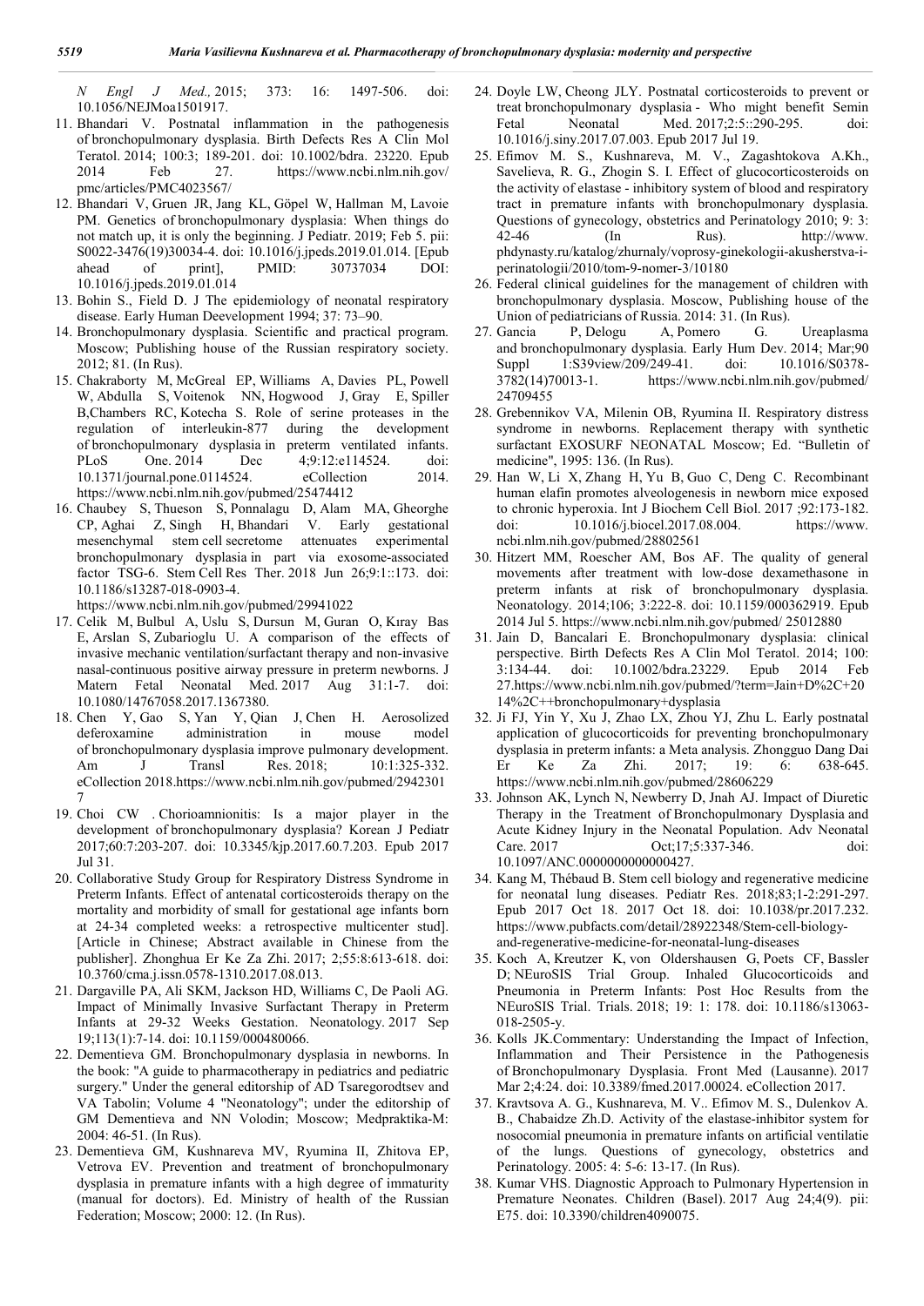*N Engl J Med.,* 2015; 373: 16: 1497-506. doi: 10.1056/NEJMoa1501917.

11. Bhandari V. Postnatal inflammation in the pathogenesis of bronchopulmonary dysplasia. Birth Defects Res A Clin Mol Teratol. 2014; 100:3; 189-201. doi: 10.1002/bdra. 23220. Epub 2014 Feb 27. https://www.ncbi.nlm.nih.gov/ pmc/articles/PMC4023567/
12. Bhandari V, Gruen JR, Jang KL, Göpel W, Hallman M, Lavoie PM. Genetics of bronchopulmonary dysplasia: When things do not match up, it is only the beginning. J Pediatr. 2019; Feb 5. pii: S0022-3476(19)30034-4. doi: 10.1016/j.jpeds.2019.01.014. [Epub ahead of print], PMID: 30737034 DOI: 10.1016/j.jpeds.2019.01.014
13. Bohin S., Field D. J The epidemiology of neonatal respiratory disease. Early Human Deevelopment 1994; 37: 73–90.
14. Bronchopulmonary dysplasia. Scientific and practical program. Moscow; Publishing house of the Russian respiratory society. 2012; 81. (In Rus).
15. Chakraborty M, McGreal EP, Williams A, Davies PL, Powell W, Abdulla S, Voitenok NN, Hogwood J, Gray E, Spiller B,Chambers RC, Kotecha S. Role of serine proteases in the regulation of interleukin-877 during the development of bronchopulmonary dysplasia in preterm ventilated infants. PLoS One. 2014 Dec 4;9:12:e114524. doi: 10.1371/journal.pone.0114524. eCollection 2014. https://www.ncbi.nlm.nih.gov/pubmed/25474412
16. Chaubey S, Thueson S, Ponnalagu D, Alam MA, Gheorghe CP, Aghai Z, Singh H, Bhandari V. Early gestational mesenchymal stem cell secretome attenuates experimental bronchopulmonary dysplasia in part via exosome-associated factor TSG-6. Stem Cell Res Ther. 2018 Jun 26;9:1::173. doi: 10.1186/s13287-018-0903-4. https://www.ncbi.nlm.nih.gov/pubmed/29941022
17. Celik M, Bulbul A, Uslu S, Dursun M, Guran O, Kıray Bas E, Arslan S, Zubarioglu U. A comparison of the effects of invasive mechanic ventilation/surfactant therapy and non-invasive nasal-continuous positive airway pressure in preterm newborns. J Matern Fetal Neonatal Med. 2017 Aug 31:1-7. doi: 10.1080/14767058.2017.1367380.
18. Chen Y, Gao S, Yan Y, Qian J, Chen H. Aerosolized deferoxamine administration in mouse model of bronchopulmonary dysplasia improve pulmonary development. Am J Transl Res. 2018; 10:1:325-332. eCollection 2018.https://www.ncbi.nlm.nih.gov/pubmed/29423017
19. Choi CW . Chorioamnionitis: Is a major player in the development of bronchopulmonary dysplasia? Korean J Pediatr 2017;60:7:203-207. doi: 10.3345/kjp.2017.60.7.203. Epub 2017 Jul 31.
20. Collaborative Study Group for Respiratory Distress Syndrome in Preterm Infants. Effect of antenatal corticosteroids therapy on the mortality and morbidity of small for gestational age infants born at 24-34 completed weeks: a retrospective multicenter stud]. [Article in Chinese; Abstract available in Chinese from the publisher]. Zhonghua Er Ke Za Zhi. 2017; 2;55:8:613-618. doi: 10.3760/cma.j.issn.0578-1310.2017.08.013.
21. Dargaville PA, Ali SKM, Jackson HD, Williams C, De Paoli AG. Impact of Minimally Invasive Surfactant Therapy in Preterm Infants at 29-32 Weeks Gestation. Neonatology. 2017 Sep 19;113(1):7-14. doi: 10.1159/000480066.
22. Dementieva GM. Bronchopulmonary dysplasia in newborns. In the book: "A guide to pharmacotherapy in pediatrics and pediatric surgery." Under the general editorship of AD Tsaregorodtsev and VA Tabolin; Volume 4 "Neonatology"; under the editorship of GM Dementieva and NN Volodin; Moscow; Medpraktika-M: 2004: 46-51. (In Rus).
23. Dementieva GM, Kushnareva MV, Ryumina II, Zhitova EP, Vetrova EV. Prevention and treatment of bronchopulmonary dysplasia in premature infants with a high degree of immaturity (manual for doctors). Ed. Ministry of health of the Russian Federation; Moscow; 2000: 12. (In Rus).
24. Doyle LW, Cheong JLY. Postnatal corticosteroids to prevent or treat bronchopulmonary dysplasia - Who might benefit Semin Fetal Neonatal Med. 2017;2:5::290-295. doi: 10.1016/j.siny.2017.07.003. Epub 2017 Jul 19.
25. Efimov M. S., Kushnareva, M. V., Zagashtokova A.Kh., Savelieva, R. G., Zhogin S. I. Effect of glucocorticosteroids on the activity of elastase - inhibitory system of blood and respiratory tract in premature infants with bronchopulmonary dysplasia. Questions of gynecology, obstetrics and Perinatology 2010; 9: 3: 42-46 (In Rus). http://www. phdynasty.ru/katalog/zhurnaly/voprosy-ginekologii-akusherstva-i-perinatologii/2010/tom-9-nomer-3/10180
26. Federal clinical guidelines for the management of children with bronchopulmonary dysplasia. Moscow, Publishing house of the Union of pediatricians of Russia. 2014: 31. (In Rus).
27. Gancia P, Delogu A, Pomero G. Ureaplasma and bronchopulmonary dysplasia. Early Hum Dev. 2014; Mar;90 Suppl 1:S39view/209/249-41. doi: 10.1016/S0378-3782(14)70013-1. https://www.ncbi.nlm.nih.gov/pubmed/ 24709455
28. Grebennikov VA, Milenin OB, Ryumina II. Respiratory distress syndrome in newborns. Replacement therapy with synthetic surfactant EXOSURF NEONATAL Moscow; Ed. "Bulletin of medicine", 1995: 136. (In Rus).
29. Han W, Li X, Zhang H, Yu B, Guo C, Deng C. Recombinant human elafin promotes alveologenesis in newborn mice exposed to chronic hyperoxia. Int J Biochem Cell Biol. 2017 ;92:173-182. doi: 10.1016/j.biocel.2017.08.004. https://www. ncbi.nlm.nih.gov/pubmed/28802561
30. Hitzert MM, Roescher AM, Bos AF. The quality of general movements after treatment with low-dose dexamethasone in preterm infants at risk of bronchopulmonary dysplasia. Neonatology. 2014;106; 3:222-8. doi: 10.1159/000362919. Epub 2014 Jul 5. https://www.ncbi.nlm.nih.gov/pubmed/ 25012880
31. Jain D, Bancalari E. Bronchopulmonary dysplasia: clinical perspective. Birth Defects Res A Clin Mol Teratol. 2014; 100: 3:134-44. doi: 10.1002/bdra.23229. Epub 2014 Feb 27.https://www.ncbi.nlm.nih.gov/pubmed/?term=Jain+D%2C+2014%2C++bronchopulmonary+dysplasia
32. Ji FJ, Yin Y, Xu J, Zhao LX, Zhou YJ, Zhu L. Early postnatal application of glucocorticoids for preventing bronchopulmonary dysplasia in preterm infants: a Meta analysis. Zhongguo Dang Dai Er Ke Za Zhi. 2017; 19: 6: 638-645. https://www.ncbi.nlm.nih.gov/pubmed/28606229
33. Johnson AK, Lynch N, Newberry D, Jnah AJ. Impact of Diuretic Therapy in the Treatment of Bronchopulmonary Dysplasia and Acute Kidney Injury in the Neonatal Population. Adv Neonatal Care. 2017 Oct;17;5:337-346. doi: 10.1097/ANC.0000000000000427.
34. Kang M, Thébaud B. Stem cell biology and regenerative medicine for neonatal lung diseases. Pediatr Res. 2018;83;1-2:291-297. Epub 2017 Oct 18. 2017 Oct 18. doi: 10.1038/pr.2017.232. https://www.pubfacts.com/detail/28922348/Stem-cell-biology-and-regenerative-medicine-for-neonatal-lung-diseases
35. Koch A, Kreutzer K, von Oldershausen G, Poets CF, Bassler D; NEuroSIS Trial Group. Inhaled Glucocorticoids and Pneumonia in Preterm Infants: Post Hoc Results from the NEuroSIS Trial. Trials. 2018; 19: 1: 178. doi: 10.1186/s13063-018-2505-y.
36. Kolls JK.Commentary: Understanding the Impact of Infection, Inflammation and Their Persistence in the Pathogenesis of Bronchopulmonary Dysplasia. Front Med (Lausanne). 2017 Mar 2;4:24. doi: 10.3389/fmed.2017.00024. eCollection 2017.
37. Kravtsova A. G., Kushnareva, M. V.. Efimov M. S., Dulenkov A. B., Chabaidze Zh.D. Activity of the elastase-inhibitor system for nosocomial pneumonia in premature infants on artificial ventilatie of the lungs. Questions of gynecology, obstetrics and Perinatology. 2005: 4: 5-6: 13-17. (In Rus).
38. Kumar VHS. Diagnostic Approach to Pulmonary Hypertension in Premature Neonates. Children (Basel). 2017 Aug 24;4(9). pii: E75. doi: 10.3390/children4090075.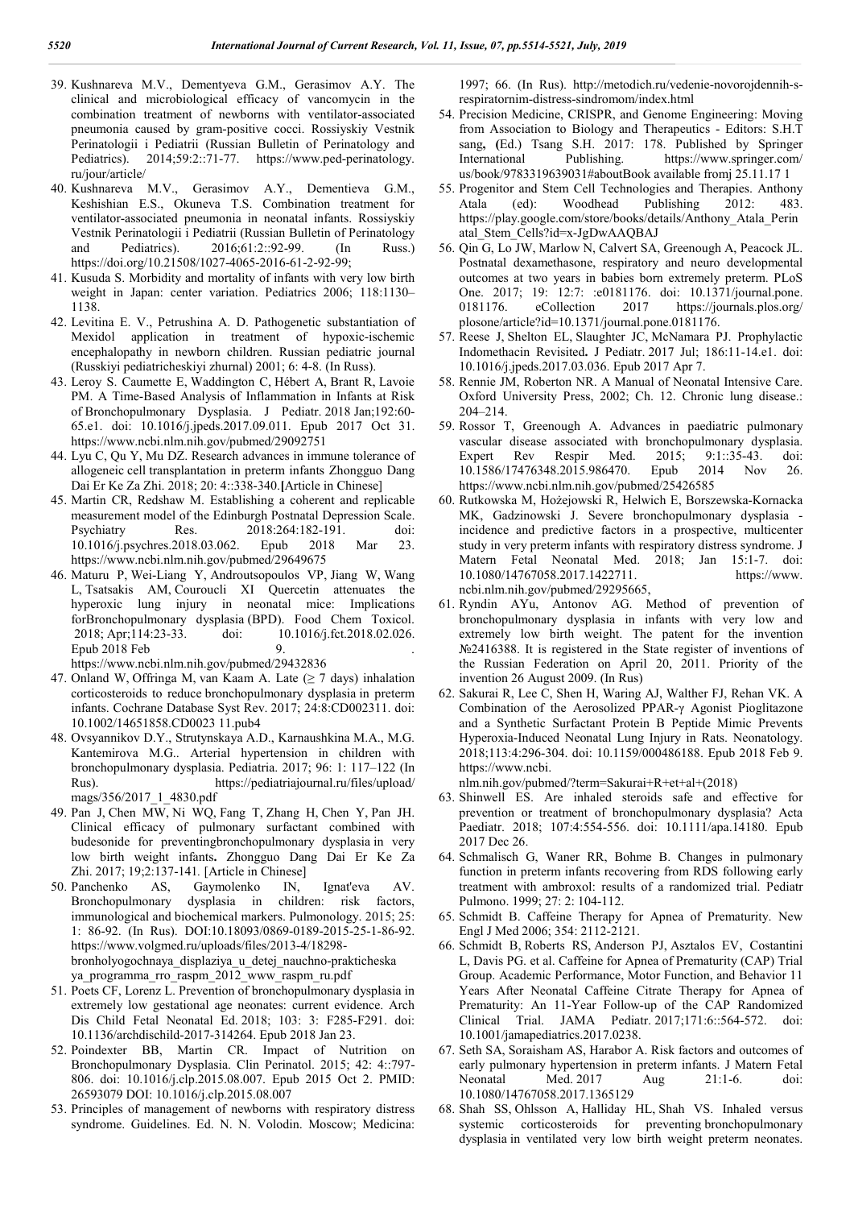39. Kushnareva M.V., Dementyeva G.M., Gerasimov A.Y. The clinical and microbiological efficacy of vancomycin in the combination treatment of newborns with ventilator-associated pneumonia caused by gram-positive cocci. Rossiyskiy Vestnik Perinatologii i Pediatrii (Russian Bulletin of Perinatology and Pediatrics). 2014;59:2::71-77. https://www.ped-perinatology.ru/jour/article/
40. Kushnareva M.V., Gerasimov A.Y., Dementieva G.M., Keshishian E.S., Okuneva T.S. Combination treatment for ventilator-associated pneumonia in neonatal infants. Rossiyskiy Vestnik Perinatologii i Pediatrii (Russian Bulletin of Perinatology and Pediatrics). 2016;61:2::92-99. (In Russ.) https://doi.org/10.21508/1027-4065-2016-61-2-92-99;
41. Kusuda S. Morbidity and mortality of infants with very low birth weight in Japan: center variation. Pediatrics 2006; 118:1130–1138.
42. Levitina E. V., Petrushina A. D. Pathogenetic substantiation of Mexidol application in treatment of hypoxic-ischemic encephalopathy in newborn children. Russian pediatric journal (Russkiyi pediatricheskiyi zhurnal) 2001; 6: 4-8. (In Russ).
43. Leroy S. Caumette E, Waddington C, Hébert A, Brant R, Lavoie PM. A Time-Based Analysis of Inflammation in Infants at Risk of Bronchopulmonary Dysplasia. J Pediatr. 2018 Jan;192:60-65.e1. doi: 10.1016/j.jpeds.2017.09.011. Epub 2017 Oct 31. https://www.ncbi.nlm.nih.gov/pubmed/29092751
44. Lyu C, Qu Y, Mu DZ. Research advances in immune tolerance of allogeneic cell transplantation in preterm infants Zhongguo Dang Dai Er Ke Za Zhi. 2018; 20: 4::338-340.[Article in Chinese]
45. Martin CR, Redshaw M. Establishing a coherent and replicable measurement model of the Edinburgh Postnatal Depression Scale. Psychiatry Res. 2018:264:182-191. doi: 10.1016/j.psychres.2018.03.062. Epub 2018 Mar 23. https://www.ncbi.nlm.nih.gov/pubmed/29649675
46. Maturu P, Wei-Liang Y, Androutsopoulos VP, Jiang W, Wang L, Tsatsakis AM, Couroucli XI Quercetin attenuates the hyperoxic lung injury in neonatal mice: Implications forBronchopulmonary dysplasia (BPD). Food Chem Toxicol. 2018; Apr;114:23-33. doi: 10.1016/j.fct.2018.02.026. Epub 2018 Feb 9. https://www.ncbi.nlm.nih.gov/pubmed/29432836
47. Onland W, Offringa M, van Kaam A. Late (≥ 7 days) inhalation corticosteroids to reduce bronchopulmonary dysplasia in preterm infants. Cochrane Database Syst Rev. 2017; 24:8:CD002311. doi: 10.1002/14651858.CD0023 11.pub4
48. Ovsyannikov D.Y., Strutynskaya A.D., Karnaushkina M.A., M.G. Kantemirova M.G.. Arterial hypertension in children with bronchopulmonary dysplasia. Pediatria. 2017; 96: 1: 117–122 (In Rus). https://pediatriajournal.ru/files/upload/mags/356/2017_1_4830.pdf
49. Pan J, Chen MW, Ni WQ, Fang T, Zhang H, Chen Y, Pan JH. Clinical efficacy of pulmonary surfactant combined with budesonide for preventingbronchopulmonary dysplasia in very low birth weight infants**.** Zhongguo Dang Dai Er Ke Za Zhi. 2017; 19;2:137-141. [Article in Chinese]
50. Panchenko AS, Gaymolenko IN, Ignat'eva AV. Bronchopulmonary dysplasia in children: risk factors, immunological and biochemical markers. Pulmonology. 2015; 25: 1: 86-92. (In Rus). DOI:10.18093/0869-0189-2015-25-1-86-92. https://www.volgmed.ru/uploads/files/2013-4/18298-bronholyogochnaya_displaziya_u_detej_nauchno-prakticheskaya_programma_rro_raspm_2012_www_raspm_ru.pdf
51. Poets CF, Lorenz L. Prevention of bronchopulmonary dysplasia in extremely low gestational age neonates: current evidence. Arch Dis Child Fetal Neonatal Ed. 2018; 103: 3: F285-F291. doi: 10.1136/archdischild-2017-314264. Epub 2018 Jan 23.
52. Poindexter BB, Martin CR. Impact of Nutrition on Bronchopulmonary Dysplasia. Clin Perinatol. 2015; 42: 4::797-806. doi: 10.1016/j.clp.2015.08.007. Epub 2015 Oct 2. PMID: 26593079 DOI: 10.1016/j.clp.2015.08.007
53. Principles of management of newborns with respiratory distress syndrome. Guidelines. Ed. N. N. Volodin. Moscow; Medicina: 1997; 66. (In Rus). http://metodich.ru/vedenie-novorojdennih-s-respiratornim-distress-sindromom/index.html
54. Precision Medicine, CRISPR, and Genome Engineering: Moving from Association to Biology and Therapeutics - Editors: S.H.T sang**, (**Ed.) Tsang S.H. 2017: 178. Published by Springer International Publishing. https://www.springer.com/us/book/9783319639031#aboutBook available fromj 25.11.17 1
55. Progenitor and Stem Cell Technologies and Therapies. Anthony Atala (ed): Woodhead Publishing 2012: 483. https://play.google.com/store/books/details/Anthony_Atala_Perinatal_Stem_Cells?id=x-JgDwAAQBAJ
56. Qin G, Lo JW, Marlow N, Calvert SA, Greenough A, Peacock JL. Postnatal dexamethasone, respiratory and neuro developmental outcomes at two years in babies born extremely preterm. PLoS One. 2017; 19: 12:7: :e0181176. doi: 10.1371/journal.pone.0181176. eCollection 2017 https://journals.plos.org/plosone/article?id=10.1371/journal.pone.0181176.
57. Reese J, Shelton EL, Slaughter JC, McNamara PJ. Prophylactic Indomethacin Revisited**.** J Pediatr. 2017 Jul; 186:11-14.e1. doi: 10.1016/j.jpeds.2017.03.036. Epub 2017 Apr 7.
58. Rennie JM, Roberton NR. A Manual of Neonatal Intensive Care. Oxford University Press, 2002; Ch. 12. Chronic lung disease.: 204–214.
59. Rossor T, Greenough A. Advances in paediatric pulmonary vascular disease associated with bronchopulmonary dysplasia. Expert Rev Respir Med. 2015; 9:1::35-43. doi: 10.1586/17476348.2015.986470. Epub 2014 Nov 26. https://www.ncbi.nlm.nih.gov/pubmed/25426585
60. Rutkowska M, Hożejowski R, Helwich E, Borszewska-Kornacka MK, Gadzinowski J. Severe bronchopulmonary dysplasia - incidence and predictive factors in a prospective, multicenter study in very preterm infants with respiratory distress syndrome. J Matern Fetal Neonatal Med. 2018; Jan 15:1-7. doi: 10.1080/14767058.2017.1422711. https://www.ncbi.nlm.nih.gov/pubmed/29295665,
61. Ryndin AYu, Antonov AG. Method of prevention of bronchopulmonary dysplasia in infants with very low and extremely low birth weight. The patent for the invention №2416388. It is registered in the State register of inventions of the Russian Federation on April 20, 2011. Priority of the invention 26 August 2009. (In Rus)
62. Sakurai R, Lee C, Shen H, Waring AJ, Walther FJ, Rehan VK. A Combination of the Aerosolized PPAR-γ Agonist Pioglitazone and a Synthetic Surfactant Protein B Peptide Mimic Prevents Hyperoxia-Induced Neonatal Lung Injury in Rats. Neonatology. 2018;113:4:296-304. doi: 10.1159/000486188. Epub 2018 Feb 9. https://www.ncbi.nlm.nih.gov/pubmed/?term=Sakurai+R+et+al+(2018)
63. Shinwell ES. Are inhaled steroids safe and effective for prevention or treatment of bronchopulmonary dysplasia? Acta Paediatr. 2018; 107:4:554-556. doi: 10.1111/apa.14180. Epub 2017 Dec 26.
64. Schmalisch G, Waner RR, Bohme B. Changes in pulmonary function in preterm infants recovering from RDS following early treatment with ambroxol: results of a randomized trial. Pediatr Pulmono. 1999; 27: 2: 104-112.
65. Schmidt B. Caffeine Therapy for Apnea of Prematurity. New Engl J Med 2006; 354: 2112-2121.
66. Schmidt B, Roberts RS, Anderson PJ, Asztalos EV, Costantini L, Davis PG. et al. Caffeine for Apnea of Prematurity (CAP) Trial Group. Academic Performance, Motor Function, and Behavior 11 Years After Neonatal Caffeine Citrate Therapy for Apnea of Prematurity: An 11-Year Follow-up of the CAP Randomized Clinical Trial. JAMA Pediatr. 2017;171:6::564-572. doi: 10.1001/jamapediatrics.2017.0238.
67. Seth SA, Soraisham AS, Harabor A. Risk factors and outcomes of early pulmonary hypertension in preterm infants. J Matern Fetal Neonatal Med. 2017 Aug 21:1-6. doi: 10.1080/14767058.2017.1365129
68. Shah SS, Ohlsson A, Halliday HL, Shah VS. Inhaled versus systemic corticosteroids for preventing bronchopulmonary dysplasia in ventilated very low birth weight preterm neonates.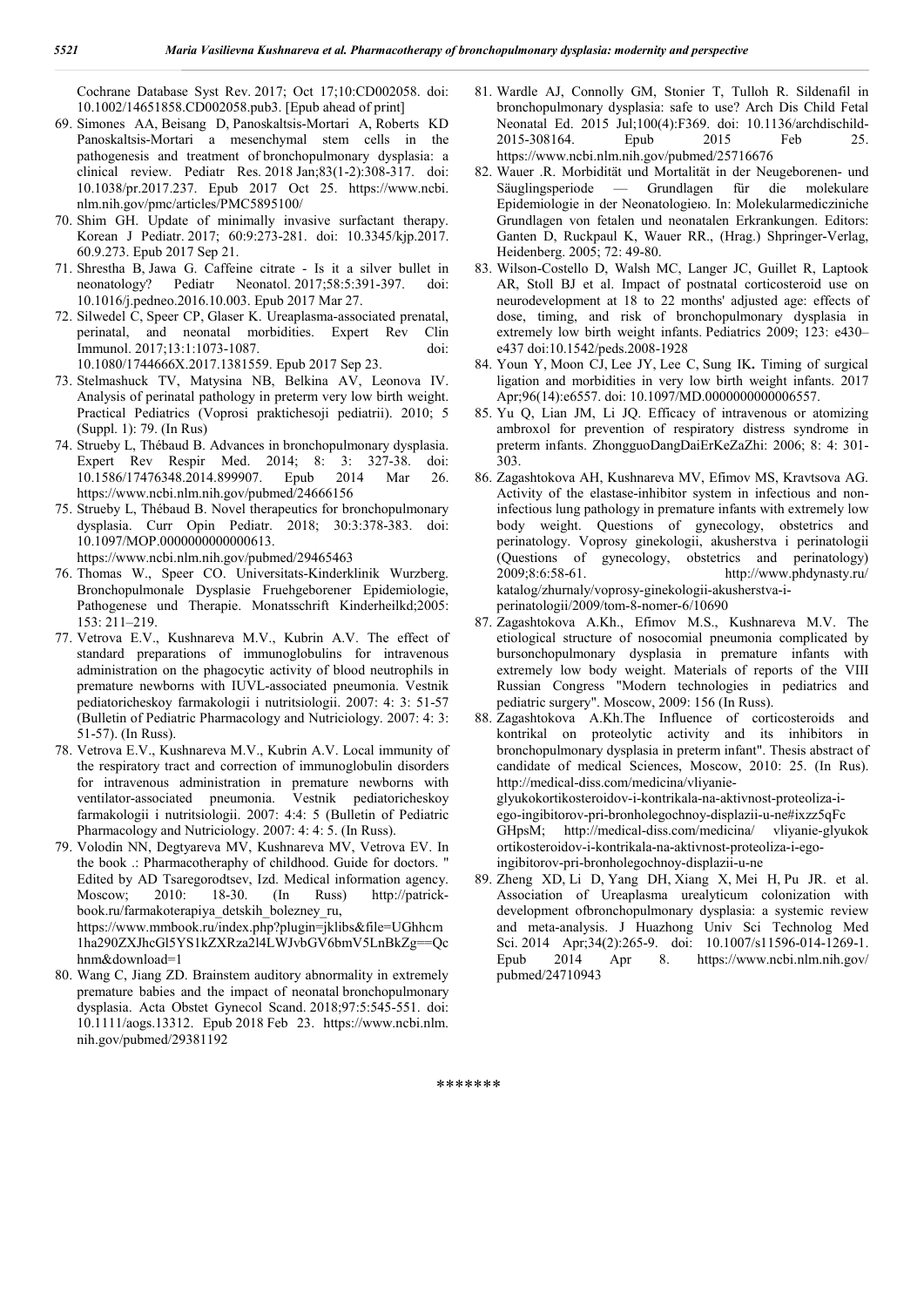Cochrane Database Syst Rev. 2017; Oct 17;10:CD002058. doi: 10.1002/14651858.CD002058.pub3. [Epub ahead of print]

69. Simones AA, Beisang D, Panoskaltsis-Mortari A, Roberts KD Panoskaltsis-Mortari a mesenchymal stem cells in the pathogenesis and treatment of bronchopulmonary dysplasia: a clinical review. Pediatr Res. 2018 Jan;83(1-2):308-317. doi: 10.1038/pr.2017.237. Epub 2017 Oct 25. https://www.ncbi.nlm.nih.gov/pmc/articles/PMC5895100/
70. Shim GH. Update of minimally invasive surfactant therapy. Korean J Pediatr. 2017; 60:9:273-281. doi: 10.3345/kjp.2017.60.9.273. Epub 2017 Sep 21.
71. Shrestha B, Jawa G. Caffeine citrate - Is it a silver bullet in neonatology? Pediatr Neonatol. 2017;58:5:391-397. doi: 10.1016/j.pedneo.2016.10.003. Epub 2017 Mar 27.
72. Silwedel C, Speer CP, Glaser K. Ureaplasma-associated prenatal, perinatal, and neonatal morbidities. Expert Rev Clin Immunol. 2017;13:1:1073-1087. doi: 10.1080/1744666X.2017.1381559. Epub 2017 Sep 23.
73. Stelmashuck TV, Matysina NB, Belkina AV, Leonova IV. Analysis of perinatal pathology in preterm very low birth weight. Practical Pediatrics (Voprosi praktichesoji pediatrii). 2010; 5 (Suppl. 1): 79. (In Rus)
74. Strueby L, Thébaud B. Advances in bronchopulmonary dysplasia. Expert Rev Respir Med. 2014; 8: 3: 327-38. doi: 10.1586/17476348.2014.899907. Epub 2014 Mar 26. https://www.ncbi.nlm.nih.gov/pubmed/24666156
75. Strueby L, Thébaud B. Novel therapeutics for bronchopulmonary dysplasia. Curr Opin Pediatr. 2018; 30:3:378-383. doi: 10.1097/MOP.0000000000000613. https://www.ncbi.nlm.nih.gov/pubmed/29465463
76. Thomas W., Speer CO. Universitats-Kinderklinik Wurzberg. Bronchopulmonale Dysplasie Fruehgeborener Epidemiologie, Pathogenese und Therapie. Monatsschrift Kinderheilkd;2005: 153: 211–219.
77. Vetrova E.V., Kushnareva M.V., Kubrin A.V. The effect of standard preparations of immunoglobulins for intravenous administration on the phagocytic activity of blood neutrophils in premature newborns with IUVL-associated pneumonia. Vestnik pediatoricheskoy farmakologii i nutritsiologii. 2007: 4: 3: 51-57 (Bulletin of Pediatric Pharmacology and Nutriciology. 2007: 4: 3: 51-57). (In Russ).
78. Vetrova E.V., Kushnareva M.V., Kubrin A.V. Local immunity of the respiratory tract and correction of immunoglobulin disorders for intravenous administration in premature newborns with ventilator-associated pneumonia. Vestnik pediatoricheskoy farmakologii i nutritsiologii. 2007: 4:4: 5 (Bulletin of Pediatric Pharmacology and Nutriciology. 2007: 4: 4: 5. (In Russ).
79. Volodin NN, Degtyareva MV, Kushnareva MV, Vetrova EV. In the book .: Pharmacotherapy of childhood. Guide for doctors. " Edited by AD Tsaregorodtsev, Izd. Medical information agency. Moscow; 2010: 18-30. (In Russ) http://patrick-book.ru/farmakoterapiya_detskih_bolezney_ru, https://www.mmbook.ru/index.php?plugin=jklibs&file=UGhhcm1ha290ZXJhcGl5YS1kZXRza2l4LWJvbGV6bmV5LnBkZg==Qchnm&download=1
80. Wang C, Jiang ZD. Brainstem auditory abnormality in extremely premature babies and the impact of neonatal bronchopulmonary dysplasia. Acta Obstet Gynecol Scand. 2018;97:5:545-551. doi: 10.1111/aogs.13312. Epub 2018 Feb 23. https://www.ncbi.nlm.nih.gov/pubmed/29381192
81. Wardle AJ, Connolly GM, Stonier T, Tulloh R. Sildenafil in bronchopulmonary dysplasia: safe to use? Arch Dis Child Fetal Neonatal Ed. 2015 Jul;100(4):F369. doi: 10.1136/archdischild-2015-308164. Epub 2015 Feb 25. https://www.ncbi.nlm.nih.gov/pubmed/25716676
82. Wauer .R. Morbidität und Mortalität in der Neugeborenen- und Säuglingsperiode — Grundlagen für die molekulare Epidemiologie in der Neonatologieю. In: Molekularmedicziniche Grundlagen von fetalen und neonatalen Erkrankungen. Editors: Ganten D, Ruckpaul K, Wauer RR., (Hrag.) Shpringer-Verlag, Heidenberg. 2005; 72: 49-80.
83. Wilson-Costello D, Walsh MC, Langer JC, Guillet R, Laptook AR, Stoll BJ et al. Impact of postnatal corticosteroid use on neurodevelopment at 18 to 22 months' adjusted age: effects of dose, timing, and risk of bronchopulmonary dysplasia in extremely low birth weight infants. Pediatrics 2009; 123: e430–e437 doi:10.1542/peds.2008-1928
84. Youn Y, Moon CJ, Lee JY, Lee C, Sung IK**.** Timing of surgical ligation and morbidities in very low birth weight infants. 2017 Apr;96(14):e6557. doi: 10.1097/MD.0000000000006557.
85. Yu Q, Lian JM, Li JQ. Efficacy of intravenous or atomizing ambroxol for prevention of respiratory distress syndrome in preterm infants. ZhongguoDangDaiErKeZaZhi: 2006; 8: 4: 301-303.
86. Zagashtokova AH, Kushnareva MV, Efimov MS, Kravtsova AG. Activity of the elastase-inhibitor system in infectious and non-infectious lung pathology in premature infants with extremely low body weight. Questions of gynecology, obstetrics and perinatology. Voprosy ginekologii, akusherstva i perinatologii (Questions of gynecology, obstetrics and perinatology) 2009;8:6:58-61. http://www.phdynasty.ru/katalog/zhurnaly/voprosy-ginekologii-akusherstva-i-perinatologii/2009/tom-8-nomer-6/10690
87. Zagashtokova A.Kh., Efimov M.S., Kushnareva M.V. The etiological structure of nosocomial pneumonia complicated by bursonchopulmonary dysplasia in premature infants with extremely low body weight. Materials of reports of the VIII Russian Congress "Modern technologies in pediatrics and pediatric surgery". Moscow, 2009: 156 (In Russ).
88. Zagashtokova A.Kh.The Influence of corticosteroids and kontrikal on proteolytic activity and its inhibitors in bronchopulmonary dysplasia in preterm infant". Thesis abstract of candidate of medical Sciences, Moscow, 2010: 25. (In Rus). http://medical-diss.com/medicina/vliyanie-glyukokortikosteroidov-i-kontrikala-na-aktivnost-proteoliza-i-ego-ingibitorov-pri-bronholegochnoy-displazii-u-ne#ixzz5qFcGHpsM; http://medical-diss.com/medicina/ vliyanie-glyukokortikosteroidov-i-kontrikala-na-aktivnost-proteoliza-i-ego-ingibitorov-pri-bronholegochnoy-displazii-u-ne
89. Zheng XD, Li D, Yang DH, Xiang X, Mei H, Pu JR. et al. Association of Ureaplasma urealyticum colonization with development ofbronchopulmonary dysplasia: a systemic review and meta-analysis. J Huazhong Univ Sci Technolog Med Sci. 2014 Apr;34(2):265-9. doi: 10.1007/s11596-014-1269-1. Epub 2014 Apr 8. https://www.ncbi.nlm.nih.gov/pubmed/24710943

*******